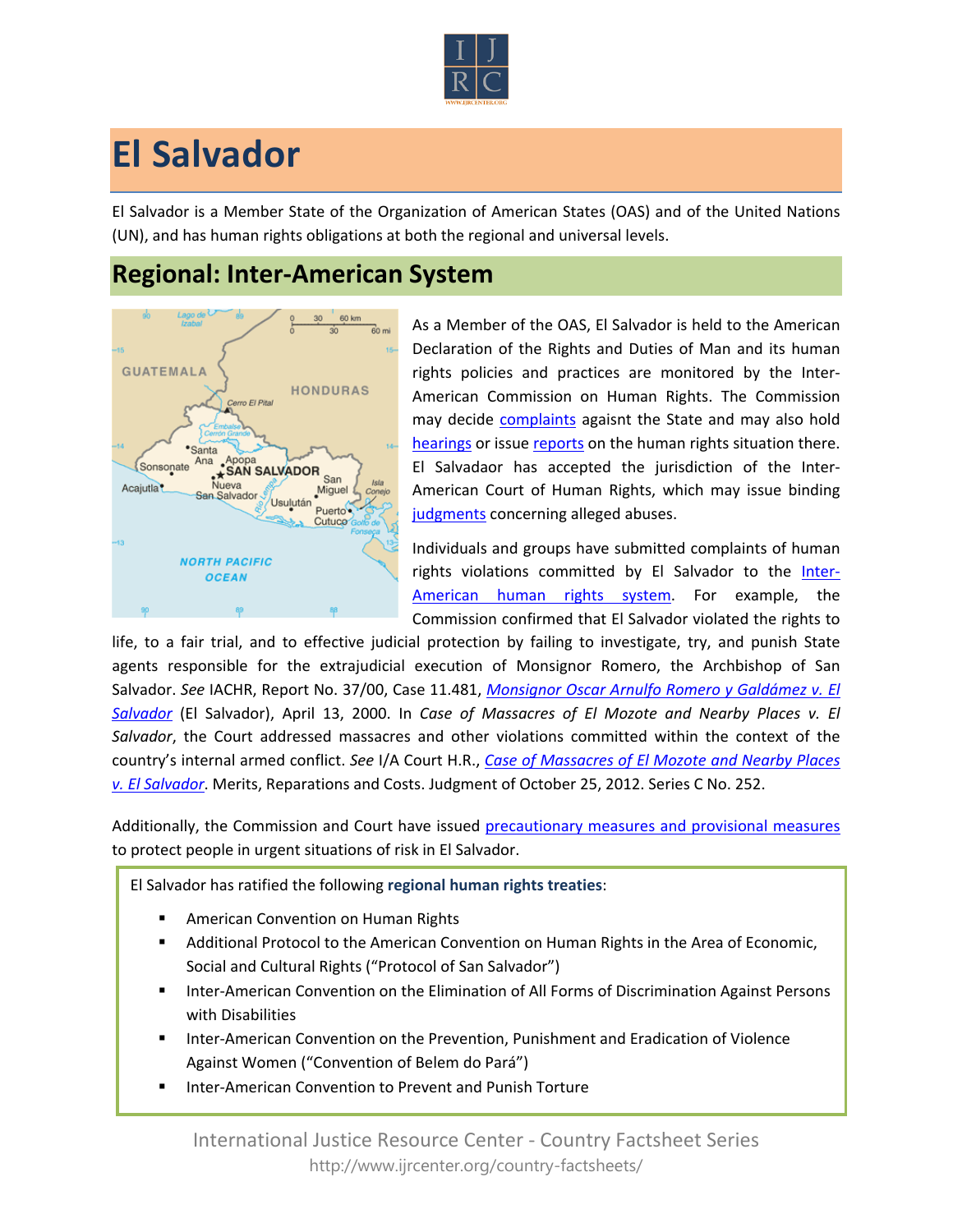# El Salvador

El Salvador is a Member State of the Organization of American States (OAS) and of the United Nations (UN), and has human rights obligations at both the regional and universal levels.

## Regional: Inter-American System

As a Member of the OAS, El Salvador is held to the American Declaration of the Rights and Duties of Man and its human rights policies and practices are monitored by the Inter-American Commission on Human Rights. The Commission may decide complaints against the State and may also hold hearings or issue reports on the human rights situation there. El Salvadaor has accepted the jurisdiction of the Inter-American Court of Human Rights, which may issue binding judgments concerning alleged abuses.

Individuals and groups have submitted complaints of human rights violations committed by El Salvador to the Inter-American human rights system. For example, the Commission confirmed that El Salvador violated the rights to life, to a fair trial, and to effective judicial protection by failing to investigate, try, and punish State agents responsible for the extrajudicial execution of Monsignor Romero, the Archbishop of San Salvador. *See* IACHR, Report No. 37/00, Case 11.481, *Monsignor Oscar Arnulfo Romero y Galdámez v. El Salvador* (El Salvador), April 13, 2000. In *Case of Massacres of El Mozote and Nearby Places v. El Salvador*, the Court addressed massacres and other violations committed within the context of the country's internal armed conflict. *See* I/A Court H.R., *Case of Massacres of El Mozote and Nearby Places v. El Salvador*. Merits, Reparations and Costs. Judgment of October 25, 2012. Series C No. 252.

Additionally, the Commission and Court have issued precautionary measures and provisional measures to protect people in urgent situations of risk in El Salvador.

El Salvador has ratified the following **regional human rights treaties**:

- American Convention on Human Rights
- Additional Protocol to the American Convention on Human Rights in the Area of Economic, Social and Cultural Rights ("Protocol of San Salvador")
- Inter-American Convention on the Elimination of All Forms of Discrimination Against Persons with Disabilities
- Inter-American Convention on the Prevention, Punishment and Eradication of Violence Against Women ("Convention of Belem do Pará")
- Inter-American Convention to Prevent and Punish Torture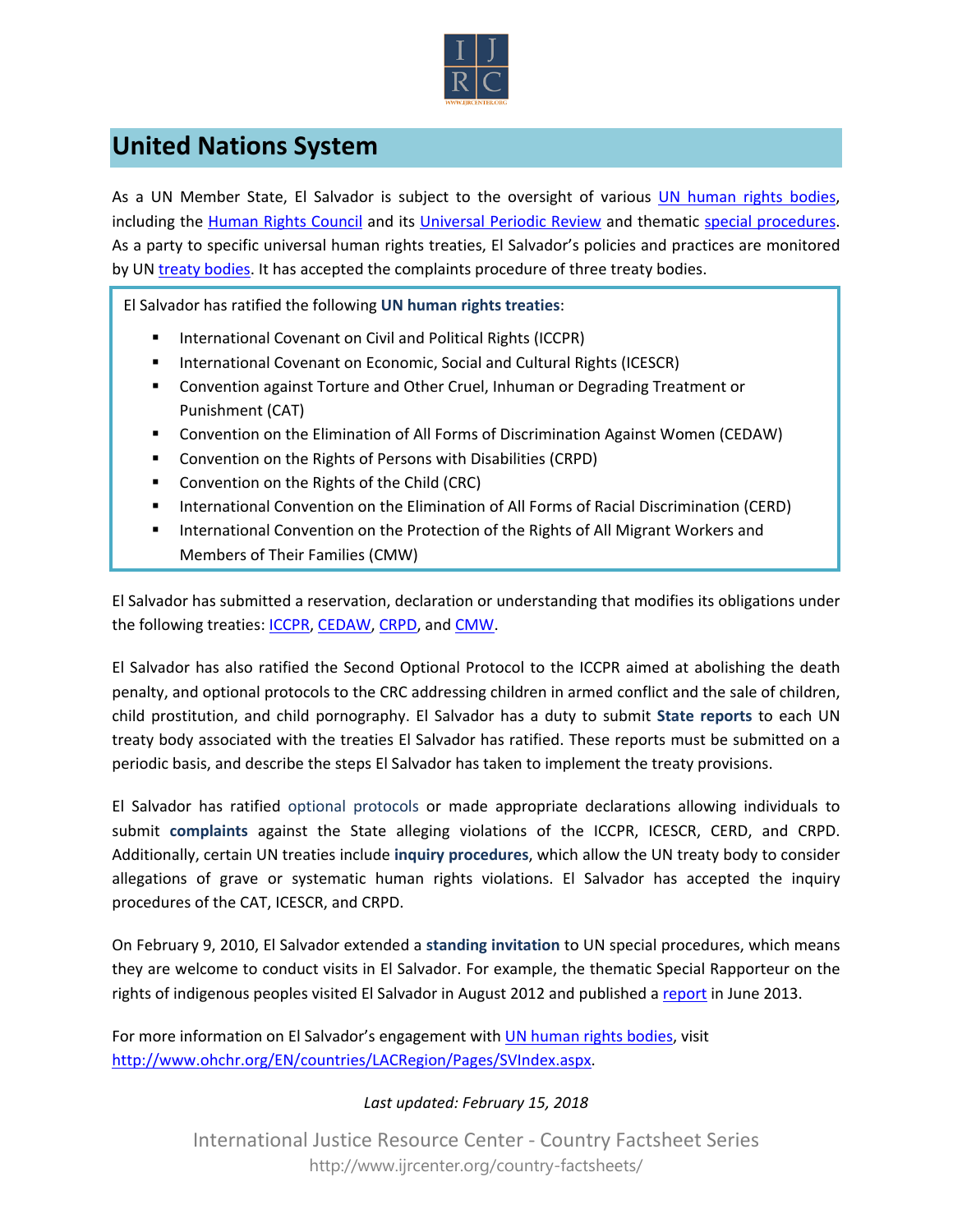## United Nations System

As a UN Member State, El Salvador is subject to the oversight of various UN human rights bodies, including the Human Rights Council and its Universal Periodic Review and thematic special procedures. As a party to specific universal human rights treaties, El Salvador's policies and practices are monitored by UN treaty bodies. It has accepted the complaints procedure of three treaty bodies.

El Salvador has ratified the following **UN human rights treaties**:

- International Covenant on Civil and Political Rights (ICCPR)
- International Covenant on Economic, Social and Cultural Rights (ICESCR)
- Convention against Torture and Other Cruel, Inhuman or Degrading Treatment or Punishment (CAT)
- Convention on the Elimination of All Forms of Discrimination Against Women (CEDAW)
- Convention on the Rights of Persons with Disabilities (CRPD)
- Convention on the Rights of the Child (CRC)
- International Convention on the Elimination of All Forms of Racial Discrimination (CERD)
- International Convention on the Protection of the Rights of All Migrant Workers and Members of Their Families (CMW)

El Salvador has submitted a reservation, declaration or understanding that modifies its obligations under the following treaties: ICCPR, CEDAW, CRPD, and CMW.

El Salvador has also ratified the Second Optional Protocol to the ICCPR aimed at abolishing the death penalty, and optional protocols to the CRC addressing children in armed conflict and the sale of children, child prostitution, and child pornography. El Salvador has a duty to submit **State reports** to each UN treaty body associated with the treaties El Salvador has ratified. These reports must be submitted on a periodic basis, and describe the steps El Salvador has taken to implement the treaty provisions.

El Salvador has ratified optional protocols or made appropriate declarations allowing individuals to submit **complaints** against the State alleging violations of the ICCPR, ICESCR, CERD, and CRPD. Additionally, certain UN treaties include **inquiry procedures**, which allow the UN treaty body to consider allegations of grave or systematic human rights violations. El Salvador has accepted the inquiry procedures of the CAT, ICESCR, and CRPD.

On February 9, 2010, El Salvador extended a **standing invitation** to UN special procedures, which means they are welcome to conduct visits in El Salvador. For example, the thematic Special Rapporteur on the rights of indigenous peoples visited El Salvador in August 2012 and published a report in June 2013.

For more information on El Salvador's engagement with UN human rights bodies, visit http://www.ohchr.org/EN/countries/LACRegion/Pages/SVIndex.aspx.

*Last updated: February 15, 2018*